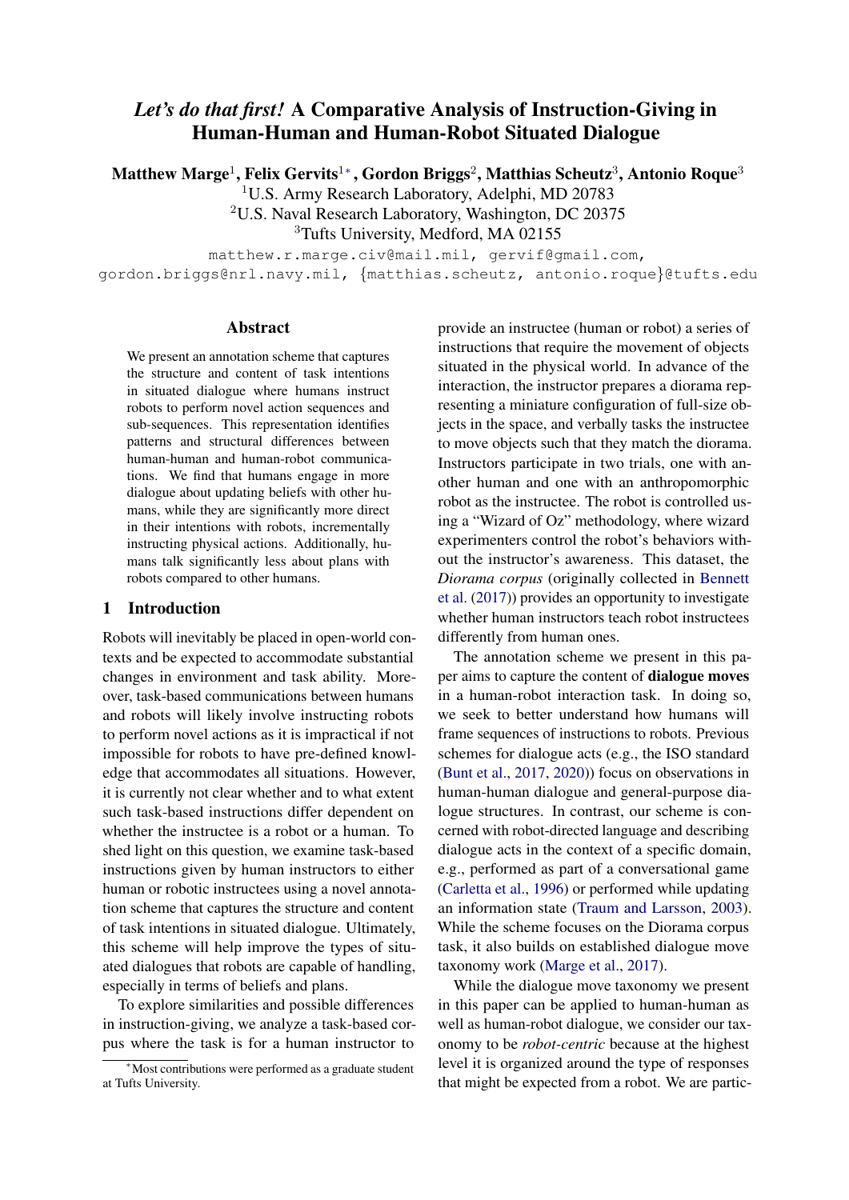# *Let's do that first!* A Comparative Analysis of Instruction-Giving in Human-Human and Human-Robot Situated Dialogue

**Matthew Marge**[1], **Felix Gervits**[1]*, **Gordon Briggs**[2], **Matthias Scheutz**[3], **Antonio Roque**[3]

[1]U.S. Army Research Laboratory, Adelphi, MD 20783
[2]U.S. Naval Research Laboratory, Washington, DC 20375
[3]Tufts University, Medford, MA 02155

matthew.r.marge.civ@mail.mil, gervif@gmail.com, gordon.briggs@nrl.navy.mil, {matthias.scheutz, antonio.roque}@tufts.edu

## Abstract

We present an annotation scheme that captures the structure and content of task intentions in situated dialogue where humans instruct robots to perform novel action sequences and sub-sequences. This representation identifies patterns and structural differences between human-human and human-robot communications. We find that humans engage in more dialogue about updating beliefs with other humans, while they are significantly more direct in their intentions with robots, incrementally instructing physical actions. Additionally, humans talk significantly less about plans with robots compared to other humans.

## 1 Introduction

Robots will inevitably be placed in open-world contexts and be expected to accommodate substantial changes in environment and task ability. Moreover, task-based communications between humans and robots will likely involve instructing robots to perform novel actions as it is impractical if not impossible for robots to have pre-defined knowledge that accommodates all situations. However, it is currently not clear whether and to what extent such task-based instructions differ dependent on whether the instructee is a robot or a human. To shed light on this question, we examine task-based instructions given by human instructors to either human or robotic instructees using a novel annotation scheme that captures the structure and content of task intentions in situated dialogue. Ultimately, this scheme will help improve the types of situated dialogues that robots are capable of handling, especially in terms of beliefs and plans.

To explore similarities and possible differences in instruction-giving, we analyze a task-based corpus where the task is for a human instructor to provide an instructee (human or robot) a series of instructions that require the movement of objects situated in the physical world. In advance of the interaction, the instructor prepares a diorama representing a miniature configuration of full-size objects in the space, and verbally tasks the instructee to move objects such that they match the diorama. Instructors participate in two trials, one with another human and one with an anthropomorphic robot as the instructee. The robot is controlled using a "Wizard of Oz" methodology, where wizard experimenters control the robot's behaviors without the instructor's awareness. This dataset, the *Diorama corpus* (originally collected in Bennett et al. (2017)) provides an opportunity to investigate whether human instructors teach robot instructees differently from human ones.

The annotation scheme we present in this paper aims to capture the content of **dialogue moves** in a human-robot interaction task. In doing so, we seek to better understand how humans will frame sequences of instructions to robots. Previous schemes for dialogue acts (e.g., the ISO standard (Bunt et al., 2017, 2020)) focus on observations in human-human dialogue and general-purpose dialogue structures. In contrast, our scheme is concerned with robot-directed language and describing dialogue acts in the context of a specific domain, e.g., performed as part of a conversational game (Carletta et al., 1996) or performed while updating an information state (Traum and Larsson, 2003). While the scheme focuses on the Diorama corpus task, it also builds on established dialogue move taxonomy work (Marge et al., 2017).

While the dialogue move taxonomy we present in this paper can be applied to human-human as well as human-robot dialogue, we consider our taxonomy to be *robot-centric* because at the highest level it is organized around the type of responses that might be expected from a robot. We are partic-

*Most contributions were performed as a graduate student at Tufts University.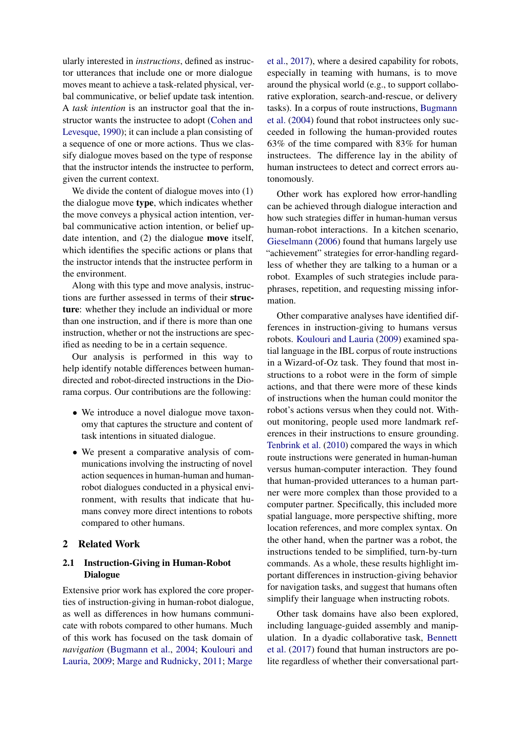ularly interested in *instructions*, defined as instructor utterances that include one or more dialogue moves meant to achieve a task-related physical, verbal communicative, or belief update task intention. A *task intention* is an instructor goal that the instructor wants the instructee to adopt (Cohen and Levesque, 1990); it can include a plan consisting of a sequence of one or more actions. Thus we classify dialogue moves based on the type of response that the instructor intends the instructee to perform, given the current context.

We divide the content of dialogue moves into (1) the dialogue move **type**, which indicates whether the move conveys a physical action intention, verbal communicative action intention, or belief update intention, and (2) the dialogue **move** itself, which identifies the specific actions or plans that the instructor intends that the instructee perform in the environment.

Along with this type and move analysis, instructions are further assessed in terms of their **structure**: whether they include an individual or more than one instruction, and if there is more than one instruction, whether or not the instructions are specified as needing to be in a certain sequence.

Our analysis is performed in this way to help identify notable differences between human-directed and robot-directed instructions in the Diorama corpus. Our contributions are the following:

- We introduce a novel dialogue move taxonomy that captures the structure and content of task intentions in situated dialogue.
- We present a comparative analysis of communications involving the instructing of novel action sequences in human-human and human-robot dialogues conducted in a physical environment, with results that indicate that humans convey more direct intentions to robots compared to other humans.

## 2 Related Work

### 2.1 Instruction-Giving in Human-Robot Dialogue

Extensive prior work has explored the core properties of instruction-giving in human-robot dialogue, as well as differences in how humans communicate with robots compared to other humans. Much of this work has focused on the task domain of *navigation* (Bugmann et al., 2004; Koulouri and Lauria, 2009; Marge and Rudnicky, 2011; Marge et al., 2017), where a desired capability for robots, especially in teaming with humans, is to move around the physical world (e.g., to support collaborative exploration, search-and-rescue, or delivery tasks). In a corpus of route instructions, Bugmann et al. (2004) found that robot instructees only succeeded in following the human-provided routes 63% of the time compared with 83% for human instructees. The difference lay in the ability of human instructees to detect and correct errors autonomously.

Other work has explored how error-handling can be achieved through dialogue interaction and how such strategies differ in human-human versus human-robot interactions. In a kitchen scenario, Gieselmann (2006) found that humans largely use "achievement" strategies for error-handling regardless of whether they are talking to a human or a robot. Examples of such strategies include paraphrases, repetition, and requesting missing information.

Other comparative analyses have identified differences in instruction-giving to humans versus robots. Koulouri and Lauria (2009) examined spatial language in the IBL corpus of route instructions in a Wizard-of-Oz task. They found that most instructions to a robot were in the form of simple actions, and that there were more of these kinds of instructions when the human could monitor the robot's actions versus when they could not. Without monitoring, people used more landmark references in their instructions to ensure grounding. Tenbrink et al. (2010) compared the ways in which route instructions were generated in human-human versus human-computer interaction. They found that human-provided utterances to a human partner were more complex than those provided to a computer partner. Specifically, this included more spatial language, more perspective shifting, more location references, and more complex syntax. On the other hand, when the partner was a robot, the instructions tended to be simplified, turn-by-turn commands. As a whole, these results highlight important differences in instruction-giving behavior for navigation tasks, and suggest that humans often simplify their language when instructing robots.

Other task domains have also been explored, including language-guided assembly and manipulation. In a dyadic collaborative task, Bennett et al. (2017) found that human instructors are polite regardless of whether their conversational part-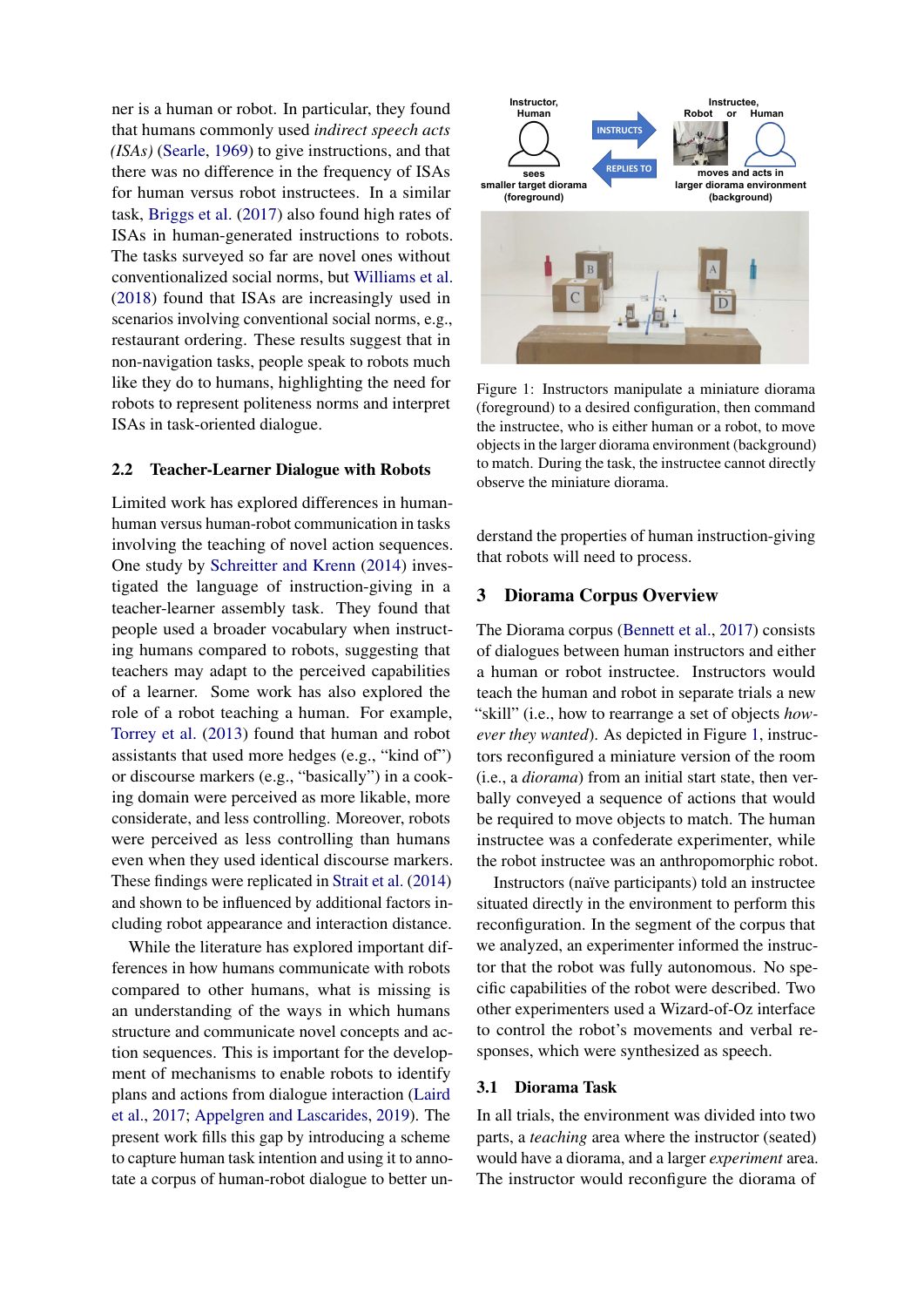ner is a human or robot. In particular, they found that humans commonly used *indirect speech acts (ISAs)* (Searle, 1969) to give instructions, and that there was no difference in the frequency of ISAs for human versus robot instructees. In a similar task, Briggs et al. (2017) also found high rates of ISAs in human-generated instructions to robots. The tasks surveyed so far are novel ones without conventionalized social norms, but Williams et al. (2018) found that ISAs are increasingly used in scenarios involving conventional social norms, e.g., restaurant ordering. These results suggest that in non-navigation tasks, people speak to robots much like they do to humans, highlighting the need for robots to represent politeness norms and interpret ISAs in task-oriented dialogue.

### 2.2 Teacher-Learner Dialogue with Robots

Limited work has explored differences in human-human versus human-robot communication in tasks involving the teaching of novel action sequences. One study by Schreitter and Krenn (2014) investigated the language of instruction-giving in a teacher-learner assembly task. They found that people used a broader vocabulary when instructing humans compared to robots, suggesting that teachers may adapt to the perceived capabilities of a learner. Some work has also explored the role of a robot teaching a human. For example, Torrey et al. (2013) found that human and robot assistants that used more hedges (e.g., "kind of") or discourse markers (e.g., "basically") in a cooking domain were perceived as more likable, more considerate, and less controlling. Moreover, robots were perceived as less controlling than humans even when they used identical discourse markers. These findings were replicated in Strait et al. (2014) and shown to be influenced by additional factors including robot appearance and interaction distance.

While the literature has explored important differences in how humans communicate with robots compared to other humans, what is missing is an understanding of the ways in which humans structure and communicate novel concepts and action sequences. This is important for the development of mechanisms to enable robots to identify plans and actions from dialogue interaction (Laird et al., 2017; Appelgren and Lascarides, 2019). The present work fills this gap by introducing a scheme to capture human task intention and using it to annotate a corpus of human-robot dialogue to better understand the properties of human instruction-giving that robots will need to process.

Figure 1: Instructors manipulate a miniature diorama (foreground) to a desired configuration, then command the instructee, who is either human or a robot, to move objects in the larger diorama environment (background) to match. During the task, the instructee cannot directly observe the miniature diorama.

## 3 Diorama Corpus Overview

The Diorama corpus (Bennett et al., 2017) consists of dialogues between human instructors and either a human or robot instructee. Instructors would teach the human and robot in separate trials a new "skill" (i.e., how to rearrange a set of objects *however they wanted*). As depicted in Figure 1, instructors reconfigured a miniature version of the room (i.e., a *diorama*) from an initial start state, then verbally conveyed a sequence of actions that would be required to move objects to match. The human instructee was a confederate experimenter, while the robot instructee was an anthropomorphic robot.

Instructors (naïve participants) told an instructee situated directly in the environment to perform this reconfiguration. In the segment of the corpus that we analyzed, an experimenter informed the instructor that the robot was fully autonomous. No specific capabilities of the robot were described. Two other experimenters used a Wizard-of-Oz interface to control the robot's movements and verbal responses, which were synthesized as speech.

### 3.1 Diorama Task

In all trials, the environment was divided into two parts, a *teaching* area where the instructor (seated) would have a diorama, and a larger *experiment* area. The instructor would reconfigure the diorama of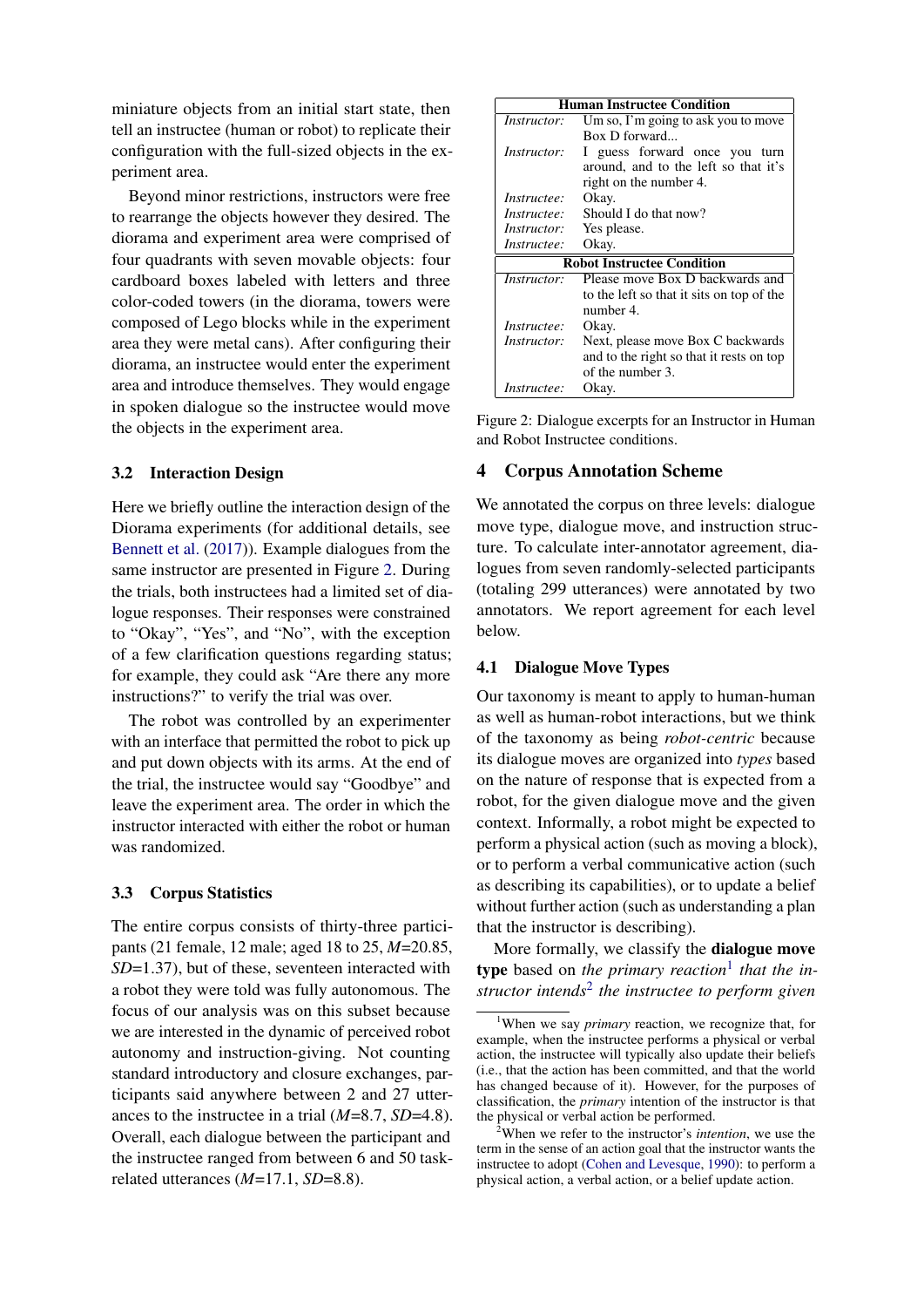miniature objects from an initial start state, then tell an instructee (human or robot) to replicate their configuration with the full-sized objects in the experiment area.

Beyond minor restrictions, instructors were free to rearrange the objects however they desired. The diorama and experiment area were comprised of four quadrants with seven movable objects: four cardboard boxes labeled with letters and three color-coded towers (in the diorama, towers were composed of Lego blocks while in the experiment area they were metal cans). After configuring their diorama, an instructee would enter the experiment area and introduce themselves. They would engage in spoken dialogue so the instructee would move the objects in the experiment area.

### 3.2 Interaction Design

Here we briefly outline the interaction design of the Diorama experiments (for additional details, see Bennett et al. (2017)). Example dialogues from the same instructor are presented in Figure 2. During the trials, both instructees had a limited set of dialogue responses. Their responses were constrained to "Okay", "Yes", and "No", with the exception of a few clarification questions regarding status; for example, they could ask "Are there any more instructions?" to verify the trial was over.

The robot was controlled by an experimenter with an interface that permitted the robot to pick up and put down objects with its arms. At the end of the trial, the instructee would say "Goodbye" and leave the experiment area. The order in which the instructor interacted with either the robot or human was randomized.

### 3.3 Corpus Statistics

The entire corpus consists of thirty-three participants (21 female, 12 male; aged 18 to 25, *M*=20.85, *SD*=1.37), but of these, seventeen interacted with a robot they were told was fully autonomous. The focus of our analysis was on this subset because we are interested in the dynamic of perceived robot autonomy and instruction-giving. Not counting standard introductory and closure exchanges, participants said anywhere between 2 and 27 utterances to the instructee in a trial (*M*=8.7, *SD*=4.8). Overall, each dialogue between the participant and the instructee ranged from between 6 and 50 task-related utterances (*M*=17.1, *SD*=8.8).

| **Human Instructee Condition** | |
|---|---|
| *Instructor:* | Um so, I'm going to ask you to move Box D forward... |
| *Instructor:* | I guess forward once you turn around, and to the left so that it's right on the number 4. |
| *Instructee:* | Okay. |
| *Instructee:* | Should I do that now? |
| *Instructor:* | Yes please. |
| *Instructee:* | Okay. |
| **Robot Instructee Condition** | |
| *Instructor:* | Please move Box D backwards and to the left so that it sits on top of the number 4. |
| *Instructee:* | Okay. |
| *Instructor:* | Next, please move Box C backwards and to the right so that it rests on top of the number 3. |
| *Instructee:* | Okay. |

Figure 2: Dialogue excerpts for an Instructor in Human and Robot Instructee conditions.

## 4 Corpus Annotation Scheme

We annotated the corpus on three levels: dialogue move type, dialogue move, and instruction structure. To calculate inter-annotator agreement, dialogues from seven randomly-selected participants (totaling 299 utterances) were annotated by two annotators. We report agreement for each level below.

### 4.1 Dialogue Move Types

Our taxonomy is meant to apply to human-human as well as human-robot interactions, but we think of the taxonomy as being *robot-centric* because its dialogue moves are organized into *types* based on the nature of response that is expected from a robot, for the given dialogue move and the given context. Informally, a robot might be expected to perform a physical action (such as moving a block), or to perform a verbal communicative action (such as describing its capabilities), or to update a belief without further action (such as understanding a plan that the instructor is describing).

More formally, we classify the **dialogue move type** based on *the primary reaction*[1] *that the instructor intends*[2] *the instructee to perform given*

[1] When we say *primary* reaction, we recognize that, for example, when the instructee performs a physical or verbal action, the instructee will typically also update their beliefs (i.e., that the action has been committed, and that the world has changed because of it). However, for the purposes of classification, the *primary* intention of the instructor is that the physical or verbal action be performed.

[2] When we refer to the instructor's *intention*, we use the term in the sense of an action goal that the instructor wants the instructee to adopt (Cohen and Levesque, 1990): to perform a physical action, a verbal action, or a belief update action.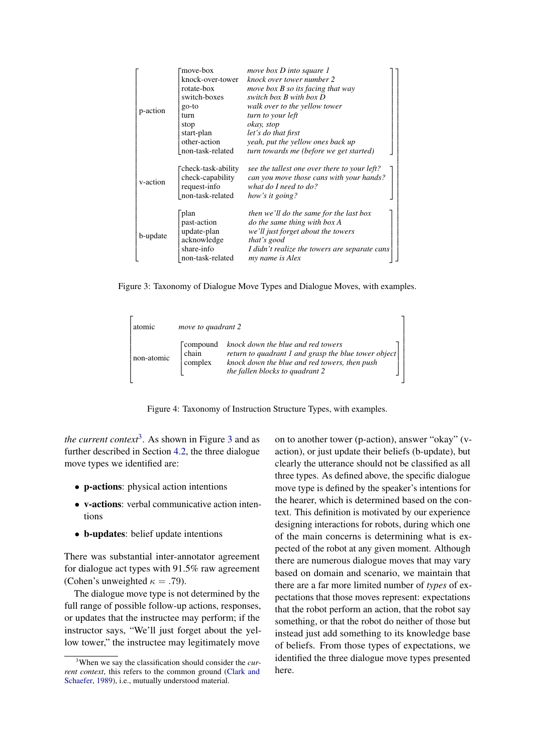| | | |
|---|---|---|
| p-action | move-box | *move box D into square 1* |
| | knock-over-tower | *knock over tower number 2* |
| | rotate-box | *move box B so its facing that way* |
| | switch-boxes | *switch box B with box D* |
| | go-to | *walk over to the yellow tower* |
| | turn | *turn to your left* |
| | stop | *okay, stop* |
| | start-plan | *let's do that first* |
| | other-action | *yeah, put the yellow ones back up* |
| | non-task-related | *turn towards me (before we get started)* |
| v-action | check-task-ability | *see the tallest one over there to your left?* |
| | check-capability | *can you move those cans with your hands?* |
| | request-info | *what do I need to do?* |
| | non-task-related | *how's it going?* |
| b-update | plan | *then we'll do the same for the last box* |
| | past-action | *do the same thing with box A* |
| | update-plan | *we'll just forget about the towers* |
| | acknowledge | *that's good* |
| | share-info | *I didn't realize the towers are separate cans* |
| | non-task-related | *my name is Alex* |

Figure 3: Taxonomy of Dialogue Move Types and Dialogue Moves, with examples.

| | | |
|---|---|---|
| atomic | | *move to quadrant 2* |
| non-atomic | compound | *knock down the blue and red towers* |
| | chain | *return to quadrant 1 and grasp the blue tower object* |
| | complex | *knock down the blue and red towers, then push the fallen blocks to quadrant 2* |

Figure 4: Taxonomy of Instruction Structure Types, with examples.

*the current context*[3]. As shown in Figure 3 and as further described in Section 4.2, the three dialogue move types we identified are:

- **p-actions**: physical action intentions
- **v-actions**: verbal communicative action intentions
- **b-updates**: belief update intentions

There was substantial inter-annotator agreement for dialogue act types with 91.5% raw agreement (Cohen's unweighted $\kappa = .79$).

The dialogue move type is not determined by the full range of possible follow-up actions, responses, or updates that the instructee may perform; if the instructor says, "We'll just forget about the yellow tower," the instructee may legitimately move on to another tower (p-action), answer "okay" (v-action), or just update their beliefs (b-update), but clearly the utterance should not be classified as all three types. As defined above, the specific dialogue move type is defined by the speaker's intentions for the hearer, which is determined based on the context. This definition is motivated by our experience designing interactions for robots, during which one of the main concerns is determining what is expected of the robot at any given moment. Although there are numerous dialogue moves that may vary based on domain and scenario, we maintain that there are a far more limited number of *types* of expectations that those moves represent: expectations that the robot perform an action, that the robot say something, or that the robot do neither of those but instead just add something to its knowledge base of beliefs. From those types of expectations, we identified the three dialogue move types presented here.

[3] When we say the classification should consider the *current context*, this refers to the common ground (Clark and Schaefer, 1989), i.e., mutually understood material.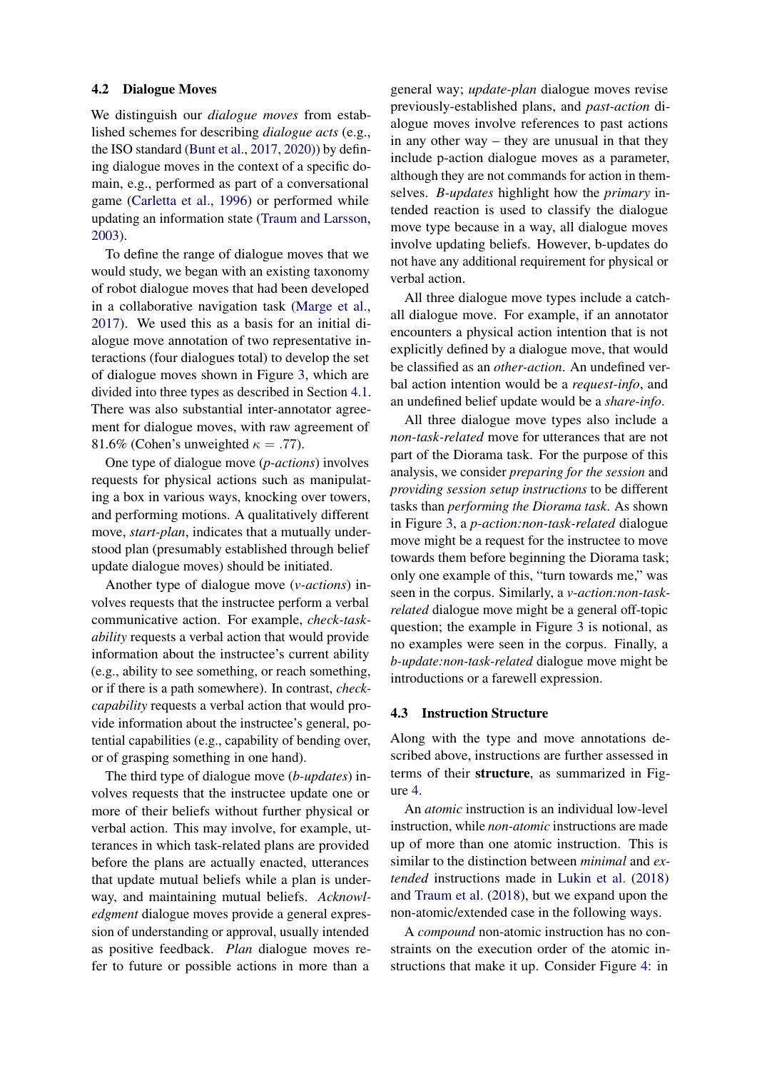### 4.2 Dialogue Moves

We distinguish our *dialogue moves* from established schemes for describing *dialogue acts* (e.g., the ISO standard (Bunt et al., 2017, 2020)) by defining dialogue moves in the context of a specific domain, e.g., performed as part of a conversational game (Carletta et al., 1996) or performed while updating an information state (Traum and Larsson, 2003).

To define the range of dialogue moves that we would study, we began with an existing taxonomy of robot dialogue moves that had been developed in a collaborative navigation task (Marge et al., 2017). We used this as a basis for an initial dialogue move annotation of two representative interactions (four dialogues total) to develop the set of dialogue moves shown in Figure 3, which are divided into three types as described in Section 4.1. There was also substantial inter-annotator agreement for dialogue moves, with raw agreement of 81.6% (Cohen's unweighted $\kappa = .77$).

One type of dialogue move (*p-actions*) involves requests for physical actions such as manipulating a box in various ways, knocking over towers, and performing motions. A qualitatively different move, *start-plan*, indicates that a mutually understood plan (presumably established through belief update dialogue moves) should be initiated.

Another type of dialogue move (*v-actions*) involves requests that the instructee perform a verbal communicative action. For example, *check-task-ability* requests a verbal action that would provide information about the instructee's current ability (e.g., ability to see something, or reach something, or if there is a path somewhere). In contrast, *check-capability* requests a verbal action that would provide information about the instructee's general, potential capabilities (e.g., capability of bending over, or of grasping something in one hand).

The third type of dialogue move (*b-updates*) involves requests that the instructee update one or more of their beliefs without further physical or verbal action. This may involve, for example, utterances in which task-related plans are provided before the plans are actually enacted, utterances that update mutual beliefs while a plan is underway, and maintaining mutual beliefs. *Acknowledgment* dialogue moves provide a general expression of understanding or approval, usually intended as positive feedback. *Plan* dialogue moves refer to future or possible actions in more than a general way; *update-plan* dialogue moves revise previously-established plans, and *past-action* dialogue moves involve references to past actions in any other way – they are unusual in that they include p-action dialogue moves as a parameter, although they are not commands for action in themselves. *B-updates* highlight how the *primary* intended reaction is used to classify the dialogue move type because in a way, all dialogue moves involve updating beliefs. However, b-updates do not have any additional requirement for physical or verbal action.

All three dialogue move types include a catch-all dialogue move. For example, if an annotator encounters a physical action intention that is not explicitly defined by a dialogue move, that would be classified as an *other-action*. An undefined verbal action intention would be a *request-info*, and an undefined belief update would be a *share-info*.

All three dialogue move types also include a *non-task-related* move for utterances that are not part of the Diorama task. For the purpose of this analysis, we consider *preparing for the session* and *providing session setup instructions* to be different tasks than *performing the Diorama task*. As shown in Figure 3, a *p-action:non-task-related* dialogue move might be a request for the instructee to move towards them before beginning the Diorama task; only one example of this, "turn towards me," was seen in the corpus. Similarly, a *v-action:non-task-related* dialogue move might be a general off-topic question; the example in Figure 3 is notional, as no examples were seen in the corpus. Finally, a *b-update:non-task-related* dialogue move might be introductions or a farewell expression.

### 4.3 Instruction Structure

Along with the type and move annotations described above, instructions are further assessed in terms of their **structure**, as summarized in Figure 4.

An *atomic* instruction is an individual low-level instruction, while *non-atomic* instructions are made up of more than one atomic instruction. This is similar to the distinction between *minimal* and *extended* instructions made in Lukin et al. (2018) and Traum et al. (2018), but we expand upon the non-atomic/extended case in the following ways.

A *compound* non-atomic instruction has no constraints on the execution order of the atomic instructions that make it up. Consider Figure 4: in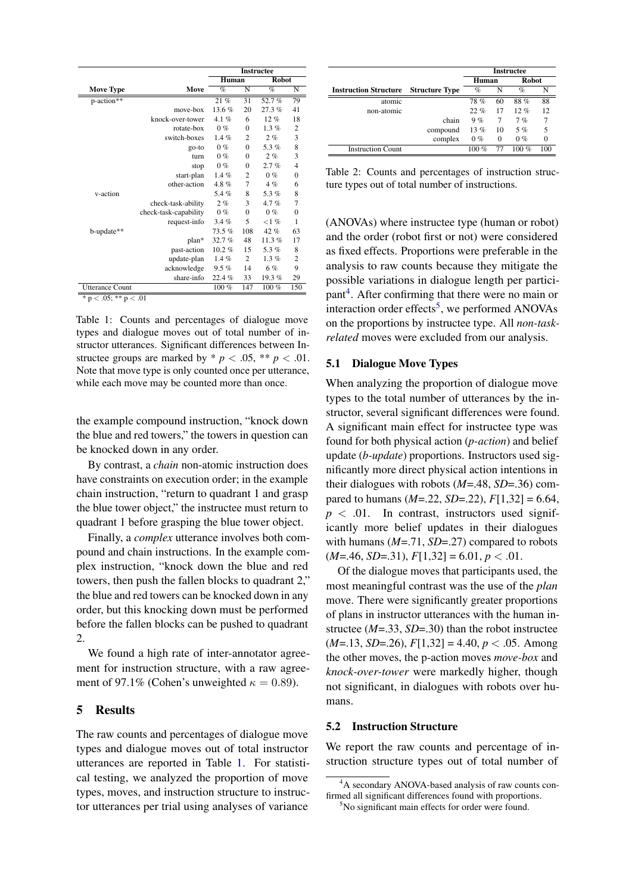| Move Type | Move | Instructee | | | |
|---|---|---|---|---|---|
| | | Human | | Robot | |
| | | % | N | % | N |
| p-action** | | 21 % | 31 | 52.7 % | 79 |
| | move-box | 13.6 % | 20 | 27.3 % | 41 |
| | knock-over-tower | 4.1 % | 6 | 12 % | 18 |
| | rotate-box | 0 % | 0 | 1.3 % | 2 |
| | switch-boxes | 1.4 % | 2 | 2 % | 3 |
| | go-to | 0 % | 0 | 5.3 % | 8 |
| | turn | 0 % | 0 | 2 % | 3 |
| | stop | 0 % | 0 | 2.7 % | 4 |
| | start-plan | 1.4 % | 2 | 0 % | 0 |
| | other-action | 4.8 % | 7 | 4 % | 6 |
| v-action | | 5.4 % | 8 | 5.3 % | 8 |
| | check-task-ability | 2 % | 3 | 4.7 % | 7 |
| | check-task-capability | 0 % | 0 | 0 % | 0 |
| | request-info | 3.4 % | 5 | <1 % | 1 |
| b-update** | | 73.5 % | 108 | 42 % | 63 |
| | plan* | 32.7 % | 48 | 11.3 % | 17 |
| | past-action | 10.2 % | 15 | 5.3 % | 8 |
| | update-plan | 1.4 % | 2 | 1.3 % | 2 |
| | acknowledge | 9.5 % | 14 | 6 % | 9 |
| | share-info | 22.4 % | 33 | 19.3 % | 29 |
| Utterance Count | | 100 % | 147 | 100 % | 150 |

* p < .05; ** p < .01

Table 1: Counts and percentages of dialogue move types and dialogue moves out of total number of instructor utterances. Significant differences between Instructee groups are marked by * $p < .05$, ** $p < .01$. Note that move type is only counted once per utterance, while each move may be counted more than once.

| Instruction Structure | Structure Type | Instructee | | | |
|---|---|---|---|---|---|
| | | Human | | Robot | |
| | | % | N | % | N |
| atomic | | 78 % | 60 | 88 % | 88 |
| non-atomic | | 22 % | 17 | 12 % | 12 |
| | chain | 9 % | 7 | 7 % | 7 |
| | compound | 13 % | 10 | 5 % | 5 |
| | complex | 0 % | 0 | 0 % | 0 |
| Instruction Count | | 100 % | 77 | 100 % | 100 |

Table 2: Counts and percentages of instruction structure types out of total number of instructions.

the example compound instruction, "knock down the blue and red towers," the towers in question can be knocked down in any order.

By contrast, a *chain* non-atomic instruction does have constraints on execution order; in the example chain instruction, "return to quadrant 1 and grasp the blue tower object," the instructee must return to quadrant 1 before grasping the blue tower object.

Finally, a *complex* utterance involves both compound and chain instructions. In the example complex instruction, "knock down the blue and red towers, then push the fallen blocks to quadrant 2," the blue and red towers can be knocked down in any order, but this knocking down must be performed before the fallen blocks can be pushed to quadrant 2.

We found a high rate of inter-annotator agreement for instruction structure, with a raw agreement of 97.1% (Cohen's unweighted $\kappa = 0.89$).

## 5 Results

The raw counts and percentages of dialogue move types and dialogue moves out of total instructor utterances are reported in Table 1. For statistical testing, we analyzed the proportion of move types, moves, and instruction structure to instructor utterances per trial using analyses of variance (ANOVAs) where instructee type (human or robot) and the order (robot first or not) were considered as fixed effects. Proportions were preferable in the analysis to raw counts because they mitigate the possible variations in dialogue length per participant[4]. After confirming that there were no main or interaction order effects[5], we performed ANOVAs on the proportions by instructee type. All *non-task-related* moves were excluded from our analysis.

### 5.1 Dialogue Move Types

When analyzing the proportion of dialogue move types to the total number of utterances by the instructor, several significant differences were found. A significant main effect for instructee type was found for both physical action (*p-action*) and belief update (*b-update*) proportions. Instructors used significantly more direct physical action intentions in their dialogues with robots (*M*=.48, *SD*=.36) compared to humans (*M*=.22, *SD*=.22), $F[1,32] = 6.64$, $p < .01$. In contrast, instructors used significantly more belief updates in their dialogues with humans (*M*=.71, *SD*=.27) compared to robots (*M*=.46, *SD*=.31), $F[1,32] = 6.01$, $p < .01$.

Of the dialogue moves that participants used, the most meaningful contrast was the use of the *plan* move. There were significantly greater proportions of plans in instructor utterances with the human instructee (*M*=.33, *SD*=.30) than the robot instructee (*M*=.13, *SD*=.26), $F[1,32] = 4.40$, $p < .05$. Among the other moves, the p-action moves *move-box* and *knock-over-tower* were markedly higher, though not significant, in dialogues with robots over humans.

### 5.2 Instruction Structure

We report the raw counts and percentage of instruction structure types out of total number of

[4] A secondary ANOVA-based analysis of raw counts confirmed all significant differences found with proportions.

[5] No significant main effects for order were found.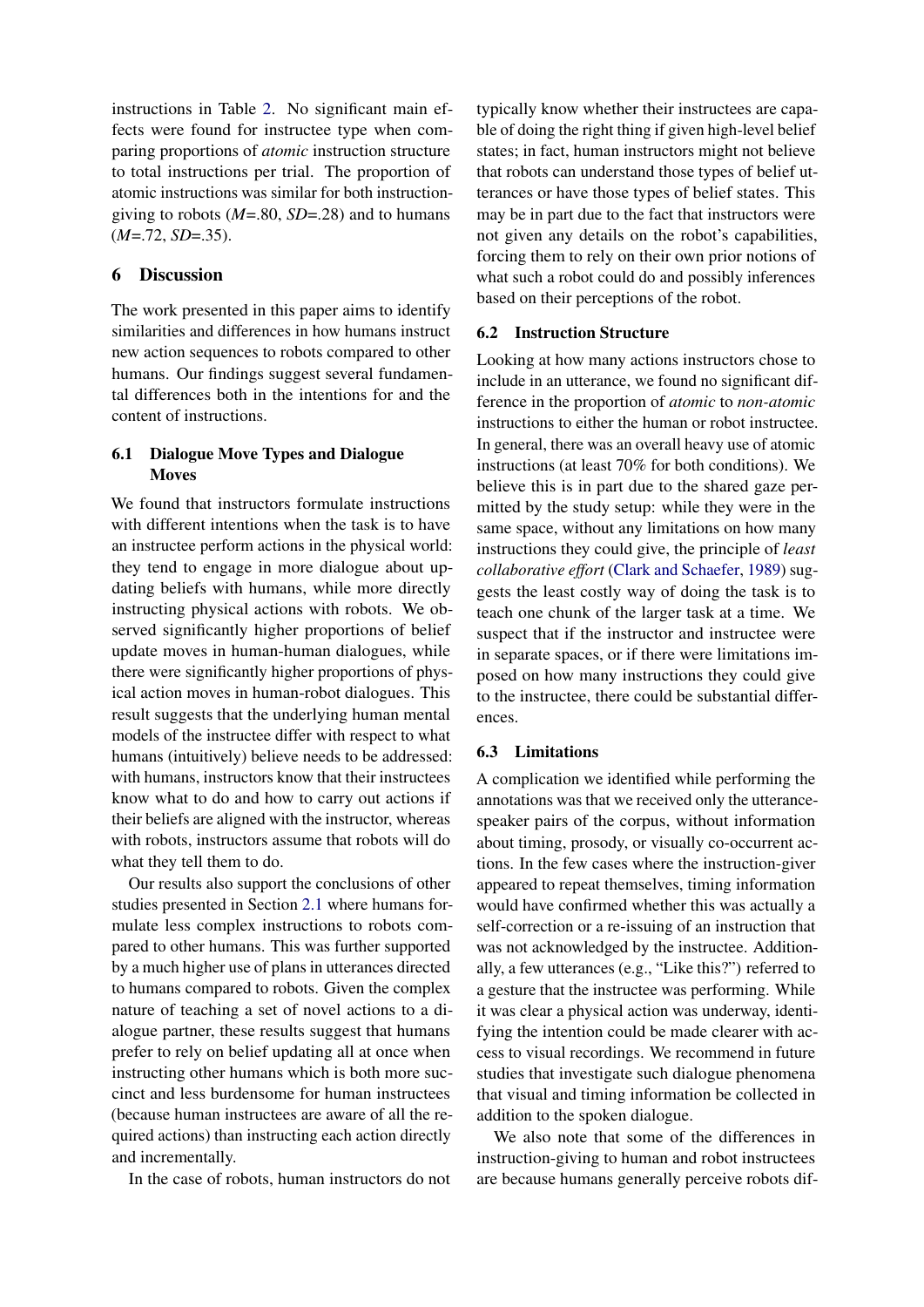instructions in Table 2. No significant main effects were found for instructee type when comparing proportions of *atomic* instruction structure to total instructions per trial. The proportion of atomic instructions was similar for both instruction-giving to robots ($M$=.80, $SD$=.28) and to humans ($M$=.72, $SD$=.35).

## 6 Discussion

The work presented in this paper aims to identify similarities and differences in how humans instruct new action sequences to robots compared to other humans. Our findings suggest several fundamental differences both in the intentions for and the content of instructions.

### 6.1 Dialogue Move Types and Dialogue Moves

We found that instructors formulate instructions with different intentions when the task is to have an instructee perform actions in the physical world: they tend to engage in more dialogue about updating beliefs with humans, while more directly instructing physical actions with robots. We observed significantly higher proportions of belief update moves in human-human dialogues, while there were significantly higher proportions of physical action moves in human-robot dialogues. This result suggests that the underlying human mental models of the instructee differ with respect to what humans (intuitively) believe needs to be addressed: with humans, instructors know that their instructees know what to do and how to carry out actions if their beliefs are aligned with the instructor, whereas with robots, instructors assume that robots will do what they tell them to do.

Our results also support the conclusions of other studies presented in Section 2.1 where humans formulate less complex instructions to robots compared to other humans. This was further supported by a much higher use of plans in utterances directed to humans compared to robots. Given the complex nature of teaching a set of novel actions to a dialogue partner, these results suggest that humans prefer to rely on belief updating all at once when instructing other humans which is both more succinct and less burdensome for human instructees (because human instructees are aware of all the required actions) than instructing each action directly and incrementally.

In the case of robots, human instructors do not typically know whether their instructees are capable of doing the right thing if given high-level belief states; in fact, human instructors might not believe that robots can understand those types of belief utterances or have those types of belief states. This may be in part due to the fact that instructors were not given any details on the robot's capabilities, forcing them to rely on their own prior notions of what such a robot could do and possibly inferences based on their perceptions of the robot.

### 6.2 Instruction Structure

Looking at how many actions instructors chose to include in an utterance, we found no significant difference in the proportion of *atomic* to *non-atomic* instructions to either the human or robot instructee. In general, there was an overall heavy use of atomic instructions (at least 70% for both conditions). We believe this is in part due to the shared gaze permitted by the study setup: while they were in the same space, without any limitations on how many instructions they could give, the principle of *least collaborative effort* (Clark and Schaefer, 1989) suggests the least costly way of doing the task is to teach one chunk of the larger task at a time. We suspect that if the instructor and instructee were in separate spaces, or if there were limitations imposed on how many instructions they could give to the instructee, there could be substantial differences.

### 6.3 Limitations

A complication we identified while performing the annotations was that we received only the utterance-speaker pairs of the corpus, without information about timing, prosody, or visually co-occurrent actions. In the few cases where the instruction-giver appeared to repeat themselves, timing information would have confirmed whether this was actually a self-correction or a re-issuing of an instruction that was not acknowledged by the instructee. Additionally, a few utterances (e.g., "Like this?") referred to a gesture that the instructee was performing. While it was clear a physical action was underway, identifying the intention could be made clearer with access to visual recordings. We recommend in future studies that investigate such dialogue phenomena that visual and timing information be collected in addition to the spoken dialogue.

We also note that some of the differences in instruction-giving to human and robot instructees are because humans generally perceive robots dif-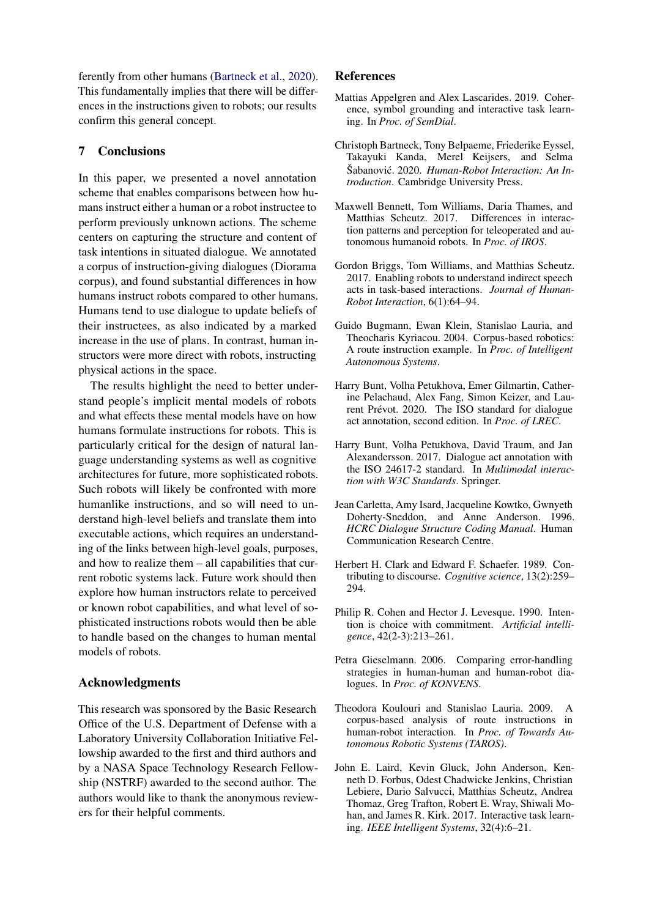ferently from other humans (Bartneck et al., 2020). This fundamentally implies that there will be differences in the instructions given to robots; our results confirm this general concept.

## 7 Conclusions

In this paper, we presented a novel annotation scheme that enables comparisons between how humans instruct either a human or a robot instructee to perform previously unknown actions. The scheme centers on capturing the structure and content of task intentions in situated dialogue. We annotated a corpus of instruction-giving dialogues (Diorama corpus), and found substantial differences in how humans instruct robots compared to other humans. Humans tend to use dialogue to update beliefs of their instructees, as also indicated by a marked increase in the use of plans. In contrast, human instructors were more direct with robots, instructing physical actions in the space.

The results highlight the need to better understand people's implicit mental models of robots and what effects these mental models have on how humans formulate instructions for robots. This is particularly critical for the design of natural language understanding systems as well as cognitive architectures for future, more sophisticated robots. Such robots will likely be confronted with more humanlike instructions, and so will need to understand high-level beliefs and translate them into executable actions, which requires an understanding of the links between high-level goals, purposes, and how to realize them – all capabilities that current robotic systems lack. Future work should then explore how human instructors relate to perceived or known robot capabilities, and what level of sophisticated instructions robots would then be able to handle based on the changes to human mental models of robots.

## Acknowledgments

This research was sponsored by the Basic Research Office of the U.S. Department of Defense with a Laboratory University Collaboration Initiative Fellowship awarded to the first and third authors and by a NASA Space Technology Research Fellowship (NSTRF) awarded to the second author. The authors would like to thank the anonymous reviewers for their helpful comments.

## References

Mattias Appelgren and Alex Lascarides. 2019. Coherence, symbol grounding and interactive task learning. In *Proc. of SemDial*.

Christoph Bartneck, Tony Belpaeme, Friederike Eyssel, Takayuki Kanda, Merel Keijsers, and Selma Šabanović. 2020. *Human-Robot Interaction: An Introduction*. Cambridge University Press.

Maxwell Bennett, Tom Williams, Daria Thames, and Matthias Scheutz. 2017. Differences in interaction patterns and perception for teleoperated and autonomous humanoid robots. In *Proc. of IROS*.

Gordon Briggs, Tom Williams, and Matthias Scheutz. 2017. Enabling robots to understand indirect speech acts in task-based interactions. *Journal of Human-Robot Interaction*, 6(1):64–94.

Guido Bugmann, Ewan Klein, Stanislao Lauria, and Theocharis Kyriacou. 2004. Corpus-based robotics: A route instruction example. In *Proc. of Intelligent Autonomous Systems*.

Harry Bunt, Volha Petukhova, Emer Gilmartin, Catherine Pelachaud, Alex Fang, Simon Keizer, and Laurent Prévot. 2020. The ISO standard for dialogue act annotation, second edition. In *Proc. of LREC*.

Harry Bunt, Volha Petukhova, David Traum, and Jan Alexandersson. 2017. Dialogue act annotation with the ISO 24617-2 standard. In *Multimodal interaction with W3C Standards*. Springer.

Jean Carletta, Amy Isard, Jacqueline Kowtko, Gwnyeth Doherty-Sneddon, and Anne Anderson. 1996. *HCRC Dialogue Structure Coding Manual*. Human Communication Research Centre.

Herbert H. Clark and Edward F. Schaefer. 1989. Contributing to discourse. *Cognitive science*, 13(2):259–294.

Philip R. Cohen and Hector J. Levesque. 1990. Intention is choice with commitment. *Artificial intelligence*, 42(2-3):213–261.

Petra Gieselmann. 2006. Comparing error-handling strategies in human-human and human-robot dialogues. In *Proc. of KONVENS*.

Theodora Koulouri and Stanislao Lauria. 2009. A corpus-based analysis of route instructions in human-robot interaction. In *Proc. of Towards Autonomous Robotic Systems (TAROS)*.

John E. Laird, Kevin Gluck, John Anderson, Kenneth D. Forbus, Odest Chadwicke Jenkins, Christian Lebiere, Dario Salvucci, Matthias Scheutz, Andrea Thomaz, Greg Trafton, Robert E. Wray, Shiwali Mohan, and James R. Kirk. 2017. Interactive task learning. *IEEE Intelligent Systems*, 32(4):6–21.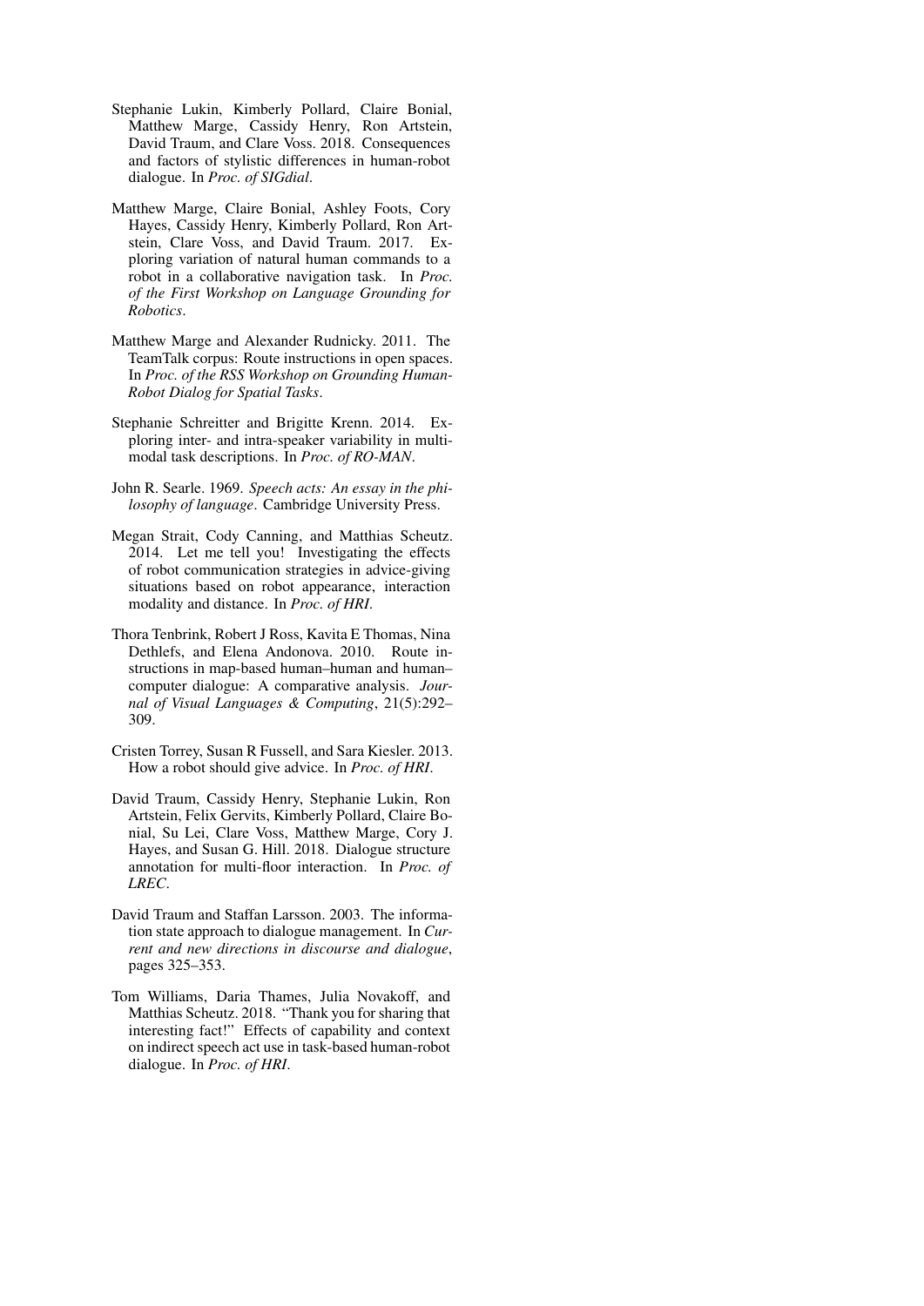Stephanie Lukin, Kimberly Pollard, Claire Bonial, Matthew Marge, Cassidy Henry, Ron Artstein, David Traum, and Clare Voss. 2018. Consequences and factors of stylistic differences in human-robot dialogue. In *Proc. of SIGdial*.

Matthew Marge, Claire Bonial, Ashley Foots, Cory Hayes, Cassidy Henry, Kimberly Pollard, Ron Artstein, Clare Voss, and David Traum. 2017. Exploring variation of natural human commands to a robot in a collaborative navigation task. In *Proc. of the First Workshop on Language Grounding for Robotics*.

Matthew Marge and Alexander Rudnicky. 2011. The TeamTalk corpus: Route instructions in open spaces. In *Proc. of the RSS Workshop on Grounding Human-Robot Dialog for Spatial Tasks*.

Stephanie Schreitter and Brigitte Krenn. 2014. Exploring inter- and intra-speaker variability in multimodal task descriptions. In *Proc. of RO-MAN*.

John R. Searle. 1969. *Speech acts: An essay in the philosophy of language*. Cambridge University Press.

Megan Strait, Cody Canning, and Matthias Scheutz. 2014. Let me tell you! Investigating the effects of robot communication strategies in advice-giving situations based on robot appearance, interaction modality and distance. In *Proc. of HRI*.

Thora Tenbrink, Robert J Ross, Kavita E Thomas, Nina Dethlefs, and Elena Andonova. 2010. Route instructions in map-based human–human and human–computer dialogue: A comparative analysis. *Journal of Visual Languages & Computing*, 21(5):292–309.

Cristen Torrey, Susan R Fussell, and Sara Kiesler. 2013. How a robot should give advice. In *Proc. of HRI*.

David Traum, Cassidy Henry, Stephanie Lukin, Ron Artstein, Felix Gervits, Kimberly Pollard, Claire Bonial, Su Lei, Clare Voss, Matthew Marge, Cory J. Hayes, and Susan G. Hill. 2018. Dialogue structure annotation for multi-floor interaction. In *Proc. of LREC*.

David Traum and Staffan Larsson. 2003. The information state approach to dialogue management. In *Current and new directions in discourse and dialogue*, pages 325–353.

Tom Williams, Daria Thames, Julia Novakoff, and Matthias Scheutz. 2018. "Thank you for sharing that interesting fact!" Effects of capability and context on indirect speech act use in task-based human-robot dialogue. In *Proc. of HRI*.